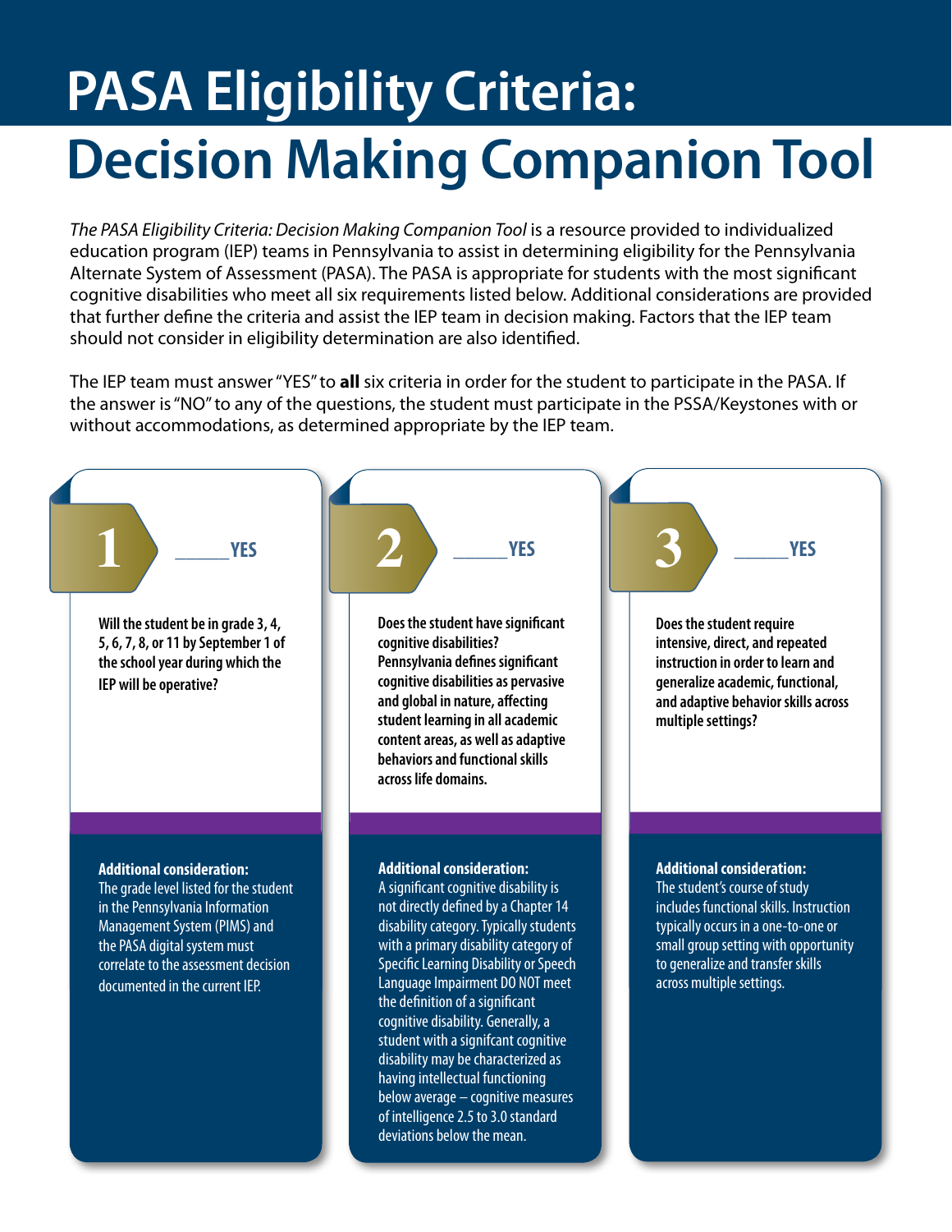# PASA Eligibility Criteria: Decision Making Companion Tool

*The PASA Eligibility Criteria: Decision Making Companion Tool* is a resource provided to individualized education program (IEP) teams in Pennsylvania to assist in determining eligibility for the Pennsylvania Alternate System of Assessment (PASA). The PASA is appropriate for students with the most significant cognitive disabilities who meet all six requirements listed below. Additional considerations are provided that further define the criteria and assist the IEP team in decision making. Factors that the IEP team should not consider in eligibility determination are also identified.

The IEP team must answer "YES" to **all** six criteria in order for the student to participate in the PASA. If the answer is "NO" to any of the questions, the student must participate in the PSSA/Keystones with or without accommodations, as determined appropriate by the IEP team.

## 1

_____ **YES**

**Will the student be in grade 3, 4, 5, 6, 7, 8, or 11 by September 1 of the school year during which the IEP will be operative?**

**Additional consideration:**
The grade level listed for the student in the Pennsylvania Information Management System (PIMS) and the PASA digital system must correlate to the assessment decision documented in the current IEP.

## 2

_____ **YES**

**Does the student have significant cognitive disabilities? Pennsylvania defines significant cognitive disabilities as pervasive and global in nature, affecting student learning in all academic content areas, as well as adaptive behaviors and functional skills across life domains.**

**Additional consideration:**
A significant cognitive disability is not directly defined by a Chapter 14 disability category. Typically students with a primary disability category of Specific Learning Disability or Speech Language Impairment DO NOT meet the definition of a significant cognitive disability. Generally, a student with a signifcant cognitive disability may be characterized as having intellectual functioning below average – cognitive measures of intelligence 2.5 to 3.0 standard deviations below the mean.

## 3

_____ **YES**

**Does the student require intensive, direct, and repeated instruction in order to learn and generalize academic, functional, and adaptive behavior skills across multiple settings?**

**Additional consideration:**
The student's course of study includes functional skills. Instruction typically occurs in a one-to-one or small group setting with opportunity to generalize and transfer skills across multiple settings.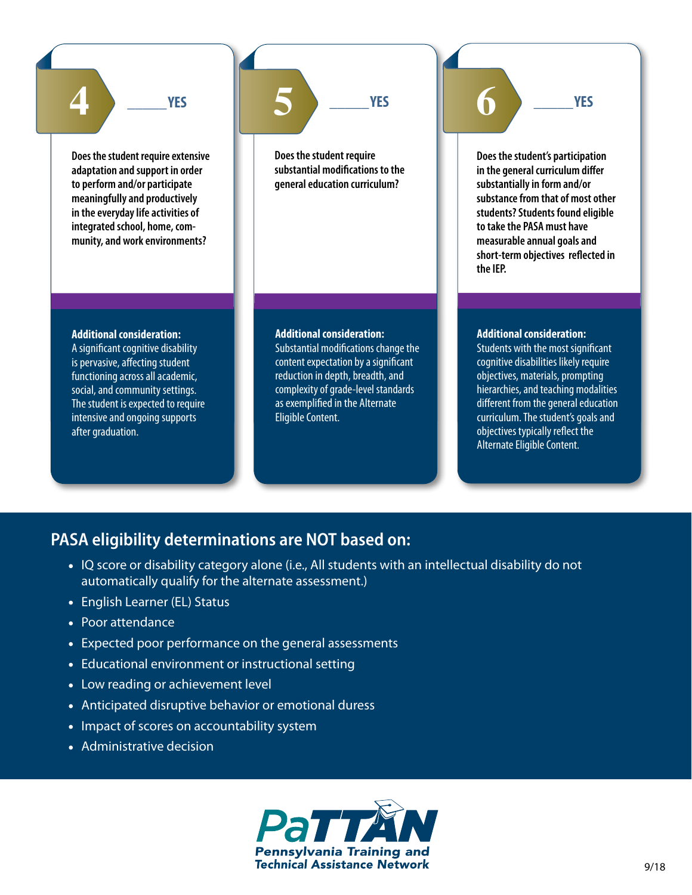## 4

_____ YES

**Does the student require extensive adaptation and support in order to perform and/or participate meaningfully and productively in the everyday life activities of integrated school, home, community, and work environments?**

**Additional consideration:**
A significant cognitive disability is pervasive, affecting student functioning across all academic, social, and community settings. The student is expected to require intensive and ongoing supports after graduation.

## 5

_____ YES

**Does the student require substantial modifications to the general education curriculum?**

**Additional consideration:**
Substantial modifications change the content expectation by a significant reduction in depth, breadth, and complexity of grade-level standards as exemplified in the Alternate Eligible Content.

## 6

_____ YES

**Does the student's participation in the general curriculum differ substantially in form and/or substance from that of most other students? Students found eligible to take the PASA must have measurable annual goals and short-term objectives reflected in the IEP.**

**Additional consideration:**
Students with the most significant cognitive disabilities likely require objectives, materials, prompting hierarchies, and teaching modalities different from the general education curriculum. The student's goals and objectives typically reflect the Alternate Eligible Content.

## PASA eligibility determinations are NOT based on:

- IQ score or disability category alone (i.e., All students with an intellectual disability do not automatically qualify for the alternate assessment.)
- English Learner (EL) Status
- Poor attendance
- Expected poor performance on the general assessments
- Educational environment or instructional setting
- Low reading or achievement level
- Anticipated disruptive behavior or emotional duress
- Impact of scores on accountability system
- Administrative decision

PaTTAN
Pennsylvania Training and Technical Assistance Network

9/18